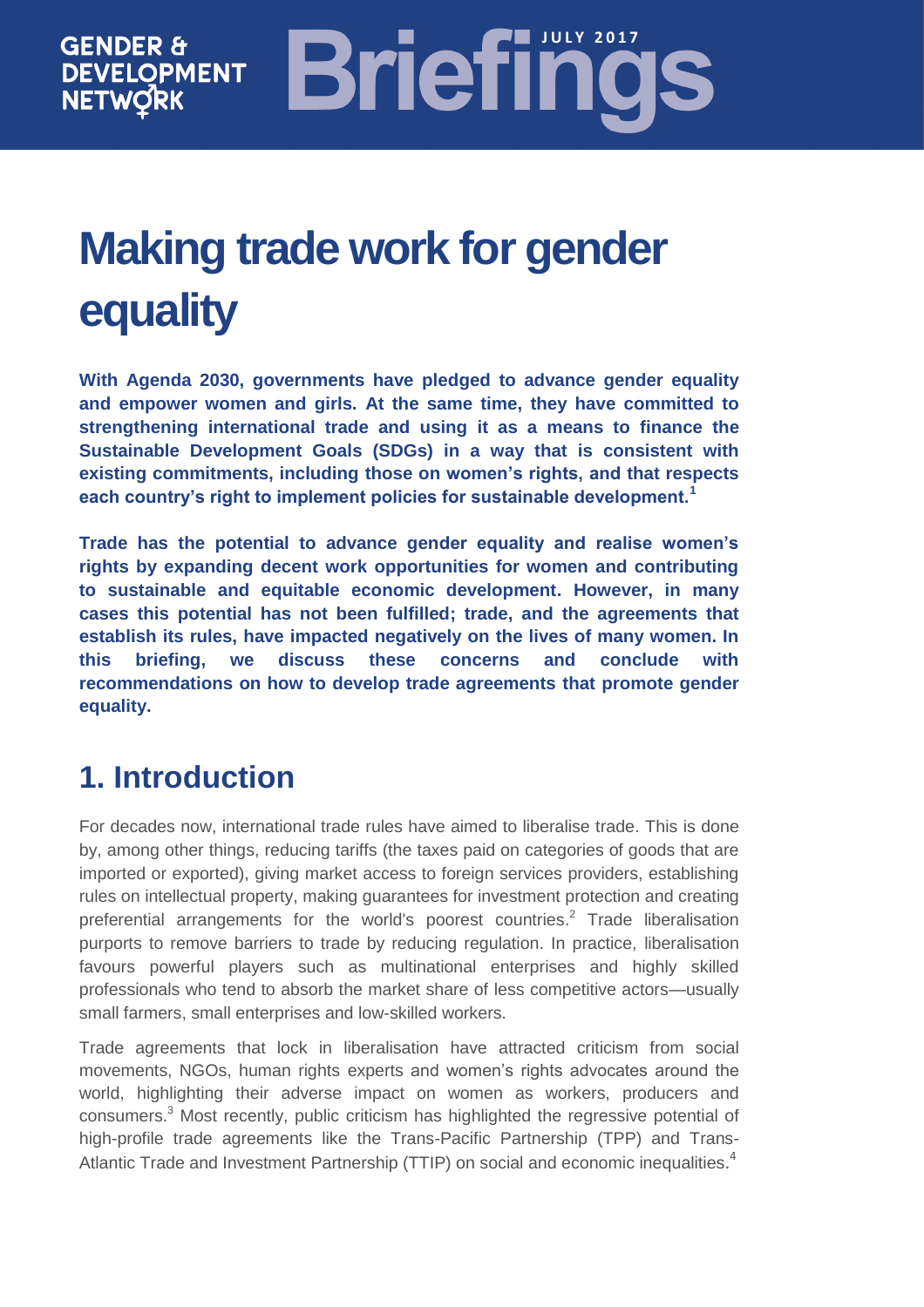GENDER & DEVELOPMENT NETWORK

# Briefings

JULY 2017

# Making trade work for gender equality

**With Agenda 2030, governments have pledged to advance gender equality and empower women and girls. At the same time, they have committed to strengthening international trade and using it as a means to finance the Sustainable Development Goals (SDGs) in a way that is consistent with existing commitments, including those on women's rights, and that respects each country's right to implement policies for sustainable development.[1]**

**Trade has the potential to advance gender equality and realise women's rights by expanding decent work opportunities for women and contributing to sustainable and equitable economic development. However, in many cases this potential has not been fulfilled; trade, and the agreements that establish its rules, have impacted negatively on the lives of many women. In this briefing, we discuss these concerns and conclude with recommendations on how to develop trade agreements that promote gender equality.**

## 1. Introduction

For decades now, international trade rules have aimed to liberalise trade. This is done by, among other things, reducing tariffs (the taxes paid on categories of goods that are imported or exported), giving market access to foreign services providers, establishing rules on intellectual property, making guarantees for investment protection and creating preferential arrangements for the world's poorest countries.[2] Trade liberalisation purports to remove barriers to trade by reducing regulation. In practice, liberalisation favours powerful players such as multinational enterprises and highly skilled professionals who tend to absorb the market share of less competitive actors—usually small farmers, small enterprises and low-skilled workers.

Trade agreements that lock in liberalisation have attracted criticism from social movements, NGOs, human rights experts and women's rights advocates around the world, highlighting their adverse impact on women as workers, producers and consumers.[3] Most recently, public criticism has highlighted the regressive potential of high-profile trade agreements like the Trans-Pacific Partnership (TPP) and Trans-Atlantic Trade and Investment Partnership (TTIP) on social and economic inequalities.[4]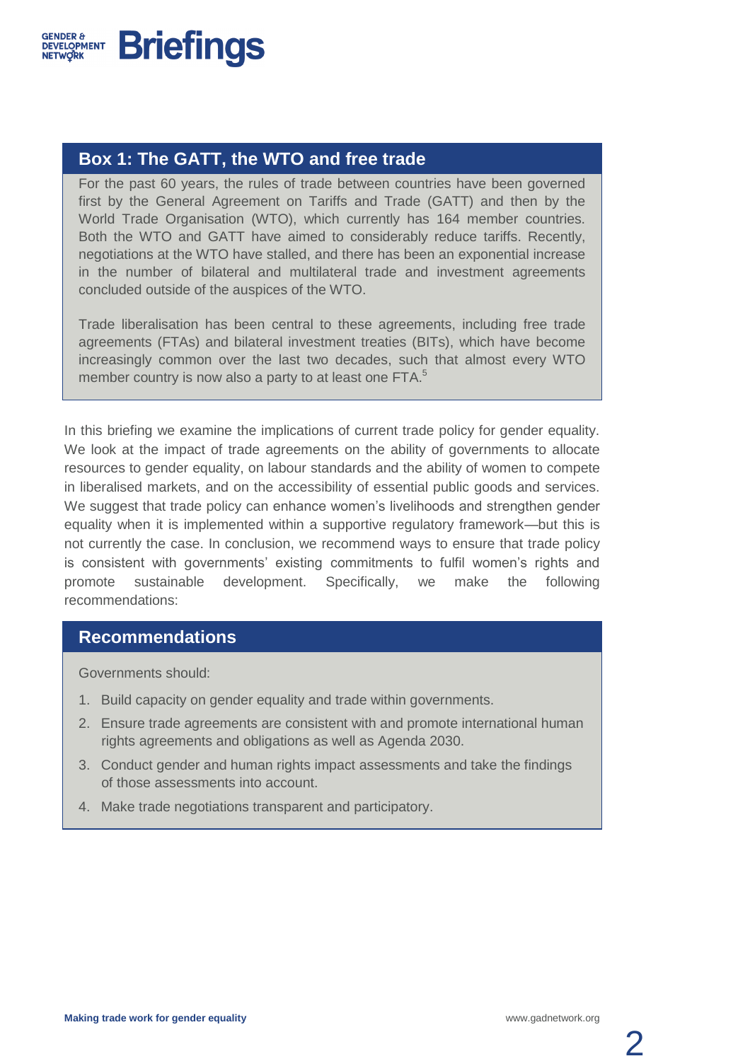## Box 1: The GATT, the WTO and free trade

For the past 60 years, the rules of trade between countries have been governed first by the General Agreement on Tariffs and Trade (GATT) and then by the World Trade Organisation (WTO), which currently has 164 member countries. Both the WTO and GATT have aimed to considerably reduce tariffs. Recently, negotiations at the WTO have stalled, and there has been an exponential increase in the number of bilateral and multilateral trade and investment agreements concluded outside of the auspices of the WTO.

Trade liberalisation has been central to these agreements, including free trade agreements (FTAs) and bilateral investment treaties (BITs), which have become increasingly common over the last two decades, such that almost every WTO member country is now also a party to at least one FTA.[5]

In this briefing we examine the implications of current trade policy for gender equality. We look at the impact of trade agreements on the ability of governments to allocate resources to gender equality, on labour standards and the ability of women to compete in liberalised markets, and on the accessibility of essential public goods and services. We suggest that trade policy can enhance women's livelihoods and strengthen gender equality when it is implemented within a supportive regulatory framework—but this is not currently the case. In conclusion, we recommend ways to ensure that trade policy is consistent with governments' existing commitments to fulfil women's rights and promote sustainable development. Specifically, we make the following recommendations:

## Recommendations

Governments should:

1. Build capacity on gender equality and trade within governments.
2. Ensure trade agreements are consistent with and promote international human rights agreements and obligations as well as Agenda 2030.
3. Conduct gender and human rights impact assessments and take the findings of those assessments into account.
4. Make trade negotiations transparent and participatory.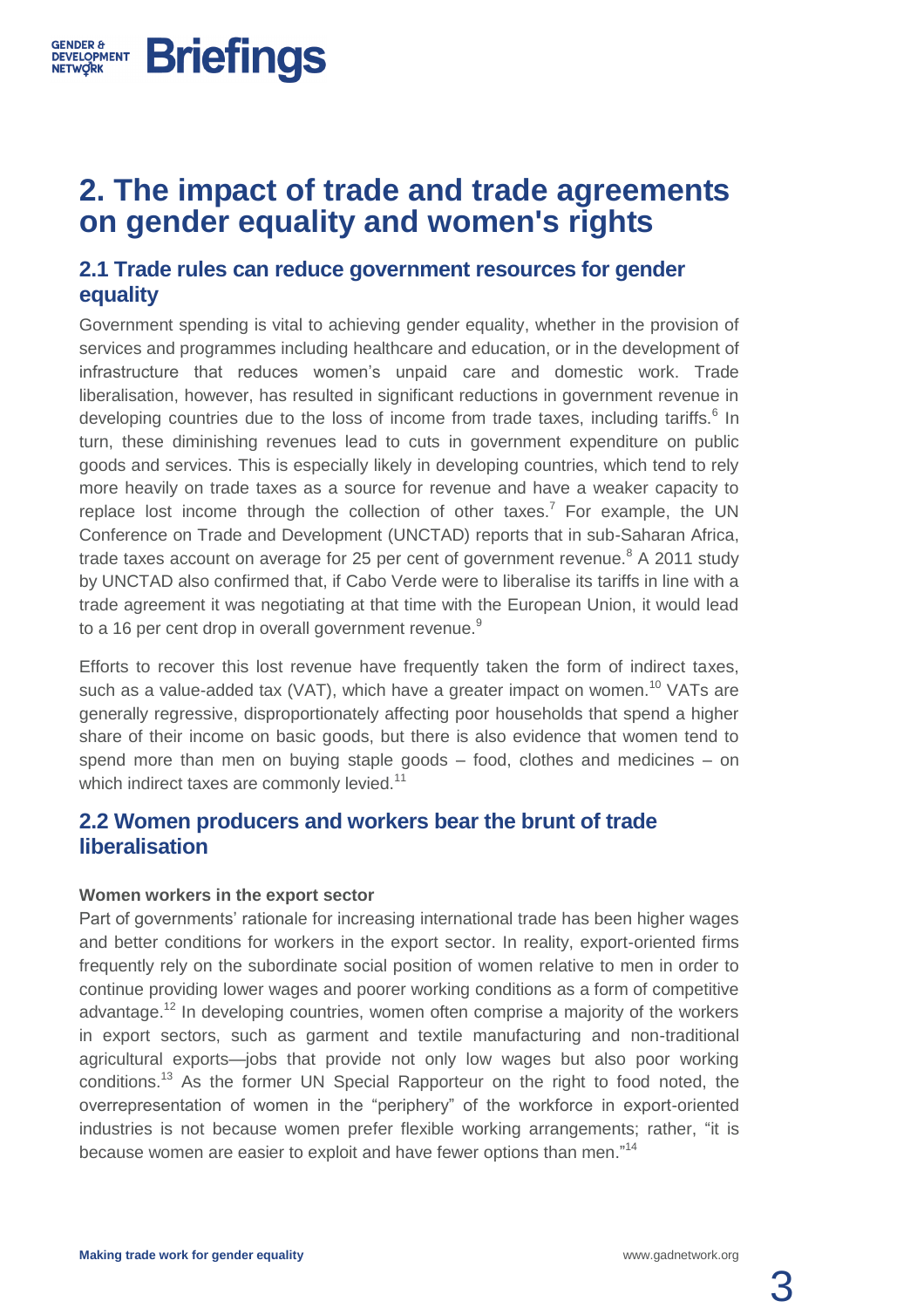## 2. The impact of trade and trade agreements on gender equality and women's rights

### 2.1 Trade rules can reduce government resources for gender equality

Government spending is vital to achieving gender equality, whether in the provision of services and programmes including healthcare and education, or in the development of infrastructure that reduces women's unpaid care and domestic work. Trade liberalisation, however, has resulted in significant reductions in government revenue in developing countries due to the loss of income from trade taxes, including tariffs.[6] In turn, these diminishing revenues lead to cuts in government expenditure on public goods and services. This is especially likely in developing countries, which tend to rely more heavily on trade taxes as a source for revenue and have a weaker capacity to replace lost income through the collection of other taxes.[7] For example, the UN Conference on Trade and Development (UNCTAD) reports that in sub-Saharan Africa, trade taxes account on average for 25 per cent of government revenue.[8] A 2011 study by UNCTAD also confirmed that, if Cabo Verde were to liberalise its tariffs in line with a trade agreement it was negotiating at that time with the European Union, it would lead to a 16 per cent drop in overall government revenue.[9]

Efforts to recover this lost revenue have frequently taken the form of indirect taxes, such as a value-added tax (VAT), which have a greater impact on women.[10] VATs are generally regressive, disproportionately affecting poor households that spend a higher share of their income on basic goods, but there is also evidence that women tend to spend more than men on buying staple goods – food, clothes and medicines – on which indirect taxes are commonly levied.[11]

### 2.2 Women producers and workers bear the brunt of trade liberalisation

**Women workers in the export sector**

Part of governments' rationale for increasing international trade has been higher wages and better conditions for workers in the export sector. In reality, export-oriented firms frequently rely on the subordinate social position of women relative to men in order to continue providing lower wages and poorer working conditions as a form of competitive advantage.[12] In developing countries, women often comprise a majority of the workers in export sectors, such as garment and textile manufacturing and non-traditional agricultural exports—jobs that provide not only low wages but also poor working conditions.[13] As the former UN Special Rapporteur on the right to food noted, the overrepresentation of women in the "periphery" of the workforce in export-oriented industries is not because women prefer flexible working arrangements; rather, "it is because women are easier to exploit and have fewer options than men."[14]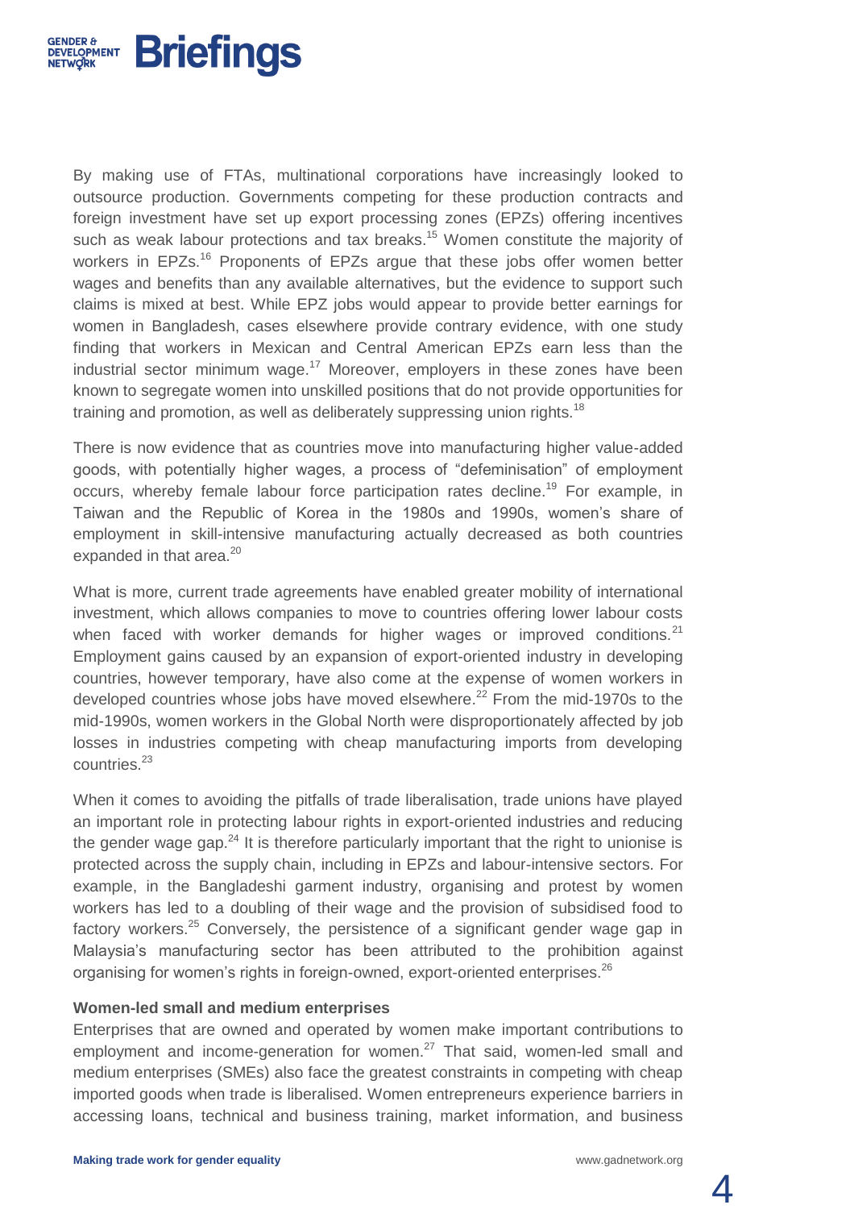By making use of FTAs, multinational corporations have increasingly looked to outsource production. Governments competing for these production contracts and foreign investment have set up export processing zones (EPZs) offering incentives such as weak labour protections and tax breaks.[15] Women constitute the majority of workers in EPZs.[16] Proponents of EPZs argue that these jobs offer women better wages and benefits than any available alternatives, but the evidence to support such claims is mixed at best. While EPZ jobs would appear to provide better earnings for women in Bangladesh, cases elsewhere provide contrary evidence, with one study finding that workers in Mexican and Central American EPZs earn less than the industrial sector minimum wage.[17] Moreover, employers in these zones have been known to segregate women into unskilled positions that do not provide opportunities for training and promotion, as well as deliberately suppressing union rights.[18]

There is now evidence that as countries move into manufacturing higher value-added goods, with potentially higher wages, a process of "defeminisation" of employment occurs, whereby female labour force participation rates decline.[19] For example, in Taiwan and the Republic of Korea in the 1980s and 1990s, women's share of employment in skill-intensive manufacturing actually decreased as both countries expanded in that area.[20]

What is more, current trade agreements have enabled greater mobility of international investment, which allows companies to move to countries offering lower labour costs when faced with worker demands for higher wages or improved conditions.[21] Employment gains caused by an expansion of export-oriented industry in developing countries, however temporary, have also come at the expense of women workers in developed countries whose jobs have moved elsewhere.[22] From the mid-1970s to the mid-1990s, women workers in the Global North were disproportionately affected by job losses in industries competing with cheap manufacturing imports from developing countries.[23]

When it comes to avoiding the pitfalls of trade liberalisation, trade unions have played an important role in protecting labour rights in export-oriented industries and reducing the gender wage gap.[24] It is therefore particularly important that the right to unionise is protected across the supply chain, including in EPZs and labour-intensive sectors. For example, in the Bangladeshi garment industry, organising and protest by women workers has led to a doubling of their wage and the provision of subsidised food to factory workers.[25] Conversely, the persistence of a significant gender wage gap in Malaysia's manufacturing sector has been attributed to the prohibition against organising for women's rights in foreign-owned, export-oriented enterprises.[26]

**Women-led small and medium enterprises**

Enterprises that are owned and operated by women make important contributions to employment and income-generation for women.[27] That said, women-led small and medium enterprises (SMEs) also face the greatest constraints in competing with cheap imported goods when trade is liberalised. Women entrepreneurs experience barriers in accessing loans, technical and business training, market information, and business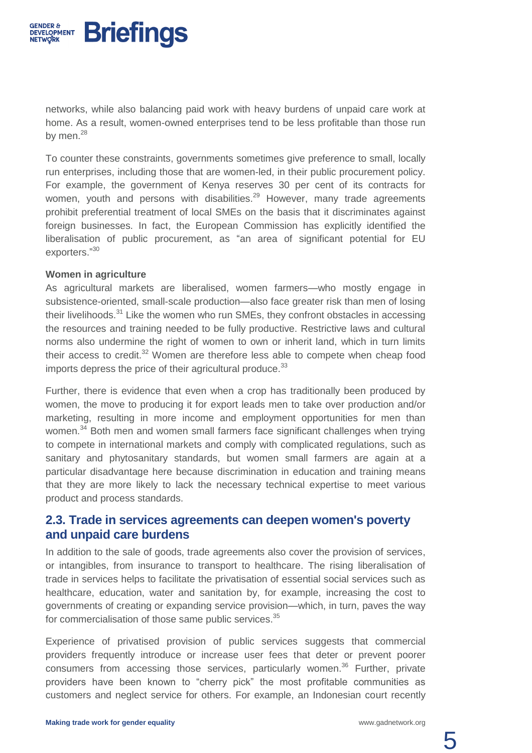networks, while also balancing paid work with heavy burdens of unpaid care work at home. As a result, women-owned enterprises tend to be less profitable than those run by men.[28]

To counter these constraints, governments sometimes give preference to small, locally run enterprises, including those that are women-led, in their public procurement policy. For example, the government of Kenya reserves 30 per cent of its contracts for women, youth and persons with disabilities.[29] However, many trade agreements prohibit preferential treatment of local SMEs on the basis that it discriminates against foreign businesses. In fact, the European Commission has explicitly identified the liberalisation of public procurement, as "an area of significant potential for EU exporters."[30]

**Women in agriculture**

As agricultural markets are liberalised, women farmers—who mostly engage in subsistence-oriented, small-scale production—also face greater risk than men of losing their livelihoods.[31] Like the women who run SMEs, they confront obstacles in accessing the resources and training needed to be fully productive. Restrictive laws and cultural norms also undermine the right of women to own or inherit land, which in turn limits their access to credit.[32] Women are therefore less able to compete when cheap food imports depress the price of their agricultural produce.[33]

Further, there is evidence that even when a crop has traditionally been produced by women, the move to producing it for export leads men to take over production and/or marketing, resulting in more income and employment opportunities for men than women.[34] Both men and women small farmers face significant challenges when trying to compete in international markets and comply with complicated regulations, such as sanitary and phytosanitary standards, but women small farmers are again at a particular disadvantage here because discrimination in education and training means that they are more likely to lack the necessary technical expertise to meet various product and process standards.

## 2.3. Trade in services agreements can deepen women's poverty and unpaid care burdens

In addition to the sale of goods, trade agreements also cover the provision of services, or intangibles, from insurance to transport to healthcare. The rising liberalisation of trade in services helps to facilitate the privatisation of essential social services such as healthcare, education, water and sanitation by, for example, increasing the cost to governments of creating or expanding service provision—which, in turn, paves the way for commercialisation of those same public services.[35]

Experience of privatised provision of public services suggests that commercial providers frequently introduce or increase user fees that deter or prevent poorer consumers from accessing those services, particularly women.[36] Further, private providers have been known to "cherry pick" the most profitable communities as customers and neglect service for others. For example, an Indonesian court recently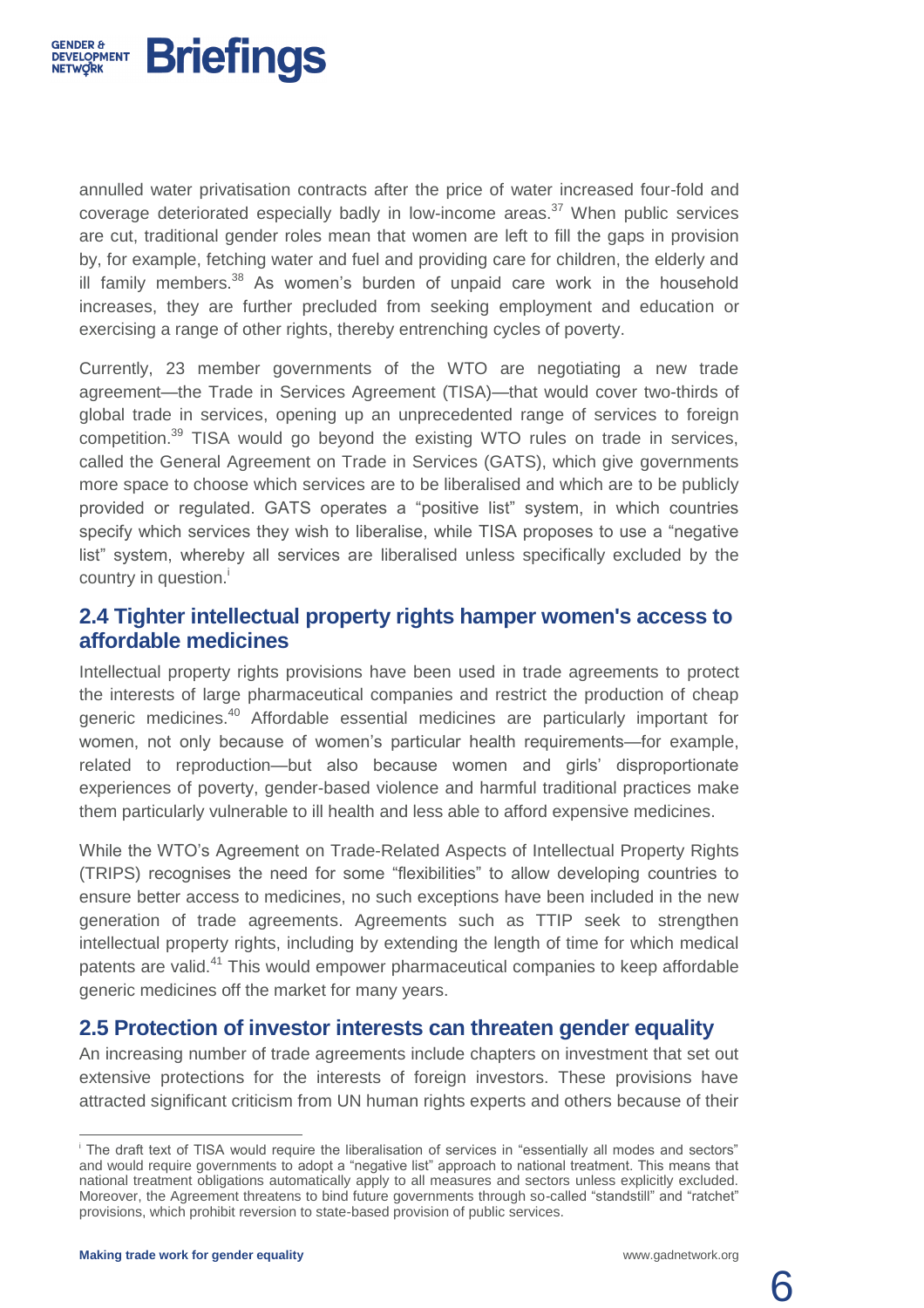annulled water privatisation contracts after the price of water increased four-fold and coverage deteriorated especially badly in low-income areas.[37] When public services are cut, traditional gender roles mean that women are left to fill the gaps in provision by, for example, fetching water and fuel and providing care for children, the elderly and ill family members.[38] As women's burden of unpaid care work in the household increases, they are further precluded from seeking employment and education or exercising a range of other rights, thereby entrenching cycles of poverty.

Currently, 23 member governments of the WTO are negotiating a new trade agreement—the Trade in Services Agreement (TISA)—that would cover two-thirds of global trade in services, opening up an unprecedented range of services to foreign competition.[39] TISA would go beyond the existing WTO rules on trade in services, called the General Agreement on Trade in Services (GATS), which give governments more space to choose which services are to be liberalised and which are to be publicly provided or regulated. GATS operates a "positive list" system, in which countries specify which services they wish to liberalise, while TISA proposes to use a "negative list" system, whereby all services are liberalised unless specifically excluded by the country in question.[i]

## 2.4 Tighter intellectual property rights hamper women's access to affordable medicines

Intellectual property rights provisions have been used in trade agreements to protect the interests of large pharmaceutical companies and restrict the production of cheap generic medicines.[40] Affordable essential medicines are particularly important for women, not only because of women's particular health requirements—for example, related to reproduction—but also because women and girls' disproportionate experiences of poverty, gender-based violence and harmful traditional practices make them particularly vulnerable to ill health and less able to afford expensive medicines.

While the WTO's Agreement on Trade-Related Aspects of Intellectual Property Rights (TRIPS) recognises the need for some "flexibilities" to allow developing countries to ensure better access to medicines, no such exceptions have been included in the new generation of trade agreements. Agreements such as TTIP seek to strengthen intellectual property rights, including by extending the length of time for which medical patents are valid.[41] This would empower pharmaceutical companies to keep affordable generic medicines off the market for many years.

## 2.5 Protection of investor interests can threaten gender equality

An increasing number of trade agreements include chapters on investment that set out extensive protections for the interests of foreign investors. These provisions have attracted significant criticism from UN human rights experts and others because of their

---

[i] The draft text of TISA would require the liberalisation of services in "essentially all modes and sectors" and would require governments to adopt a "negative list" approach to national treatment. This means that national treatment obligations automatically apply to all measures and sectors unless explicitly excluded. Moreover, the Agreement threatens to bind future governments through so-called "standstill" and "ratchet" provisions, which prohibit reversion to state-based provision of public services.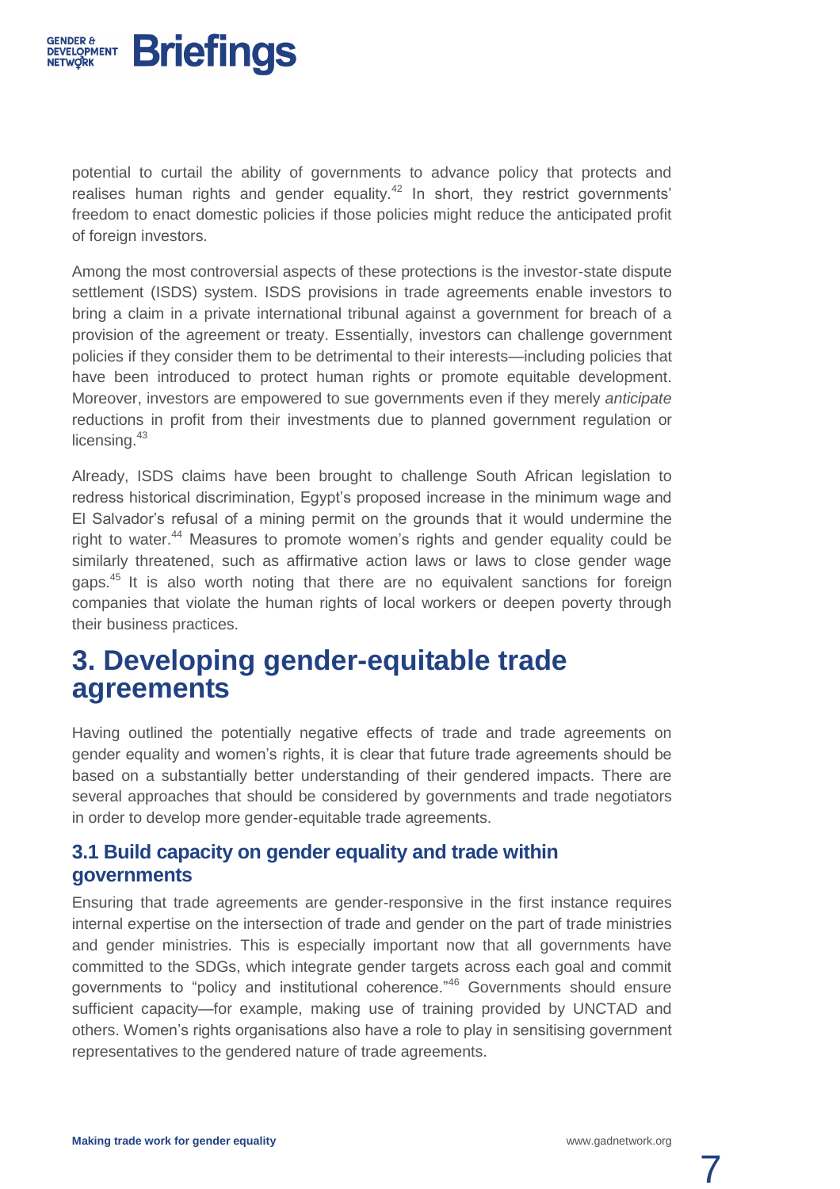potential to curtail the ability of governments to advance policy that protects and realises human rights and gender equality.[42] In short, they restrict governments' freedom to enact domestic policies if those policies might reduce the anticipated profit of foreign investors.

Among the most controversial aspects of these protections is the investor-state dispute settlement (ISDS) system. ISDS provisions in trade agreements enable investors to bring a claim in a private international tribunal against a government for breach of a provision of the agreement or treaty. Essentially, investors can challenge government policies if they consider them to be detrimental to their interests—including policies that have been introduced to protect human rights or promote equitable development. Moreover, investors are empowered to sue governments even if they merely *anticipate* reductions in profit from their investments due to planned government regulation or licensing.[43]

Already, ISDS claims have been brought to challenge South African legislation to redress historical discrimination, Egypt's proposed increase in the minimum wage and El Salvador's refusal of a mining permit on the grounds that it would undermine the right to water.[44] Measures to promote women's rights and gender equality could be similarly threatened, such as affirmative action laws or laws to close gender wage gaps.[45] It is also worth noting that there are no equivalent sanctions for foreign companies that violate the human rights of local workers or deepen poverty through their business practices.

## 3. Developing gender-equitable trade agreements

Having outlined the potentially negative effects of trade and trade agreements on gender equality and women's rights, it is clear that future trade agreements should be based on a substantially better understanding of their gendered impacts. There are several approaches that should be considered by governments and trade negotiators in order to develop more gender-equitable trade agreements.

### 3.1 Build capacity on gender equality and trade within governments

Ensuring that trade agreements are gender-responsive in the first instance requires internal expertise on the intersection of trade and gender on the part of trade ministries and gender ministries. This is especially important now that all governments have committed to the SDGs, which integrate gender targets across each goal and commit governments to "policy and institutional coherence."[46] Governments should ensure sufficient capacity—for example, making use of training provided by UNCTAD and others. Women's rights organisations also have a role to play in sensitising government representatives to the gendered nature of trade agreements.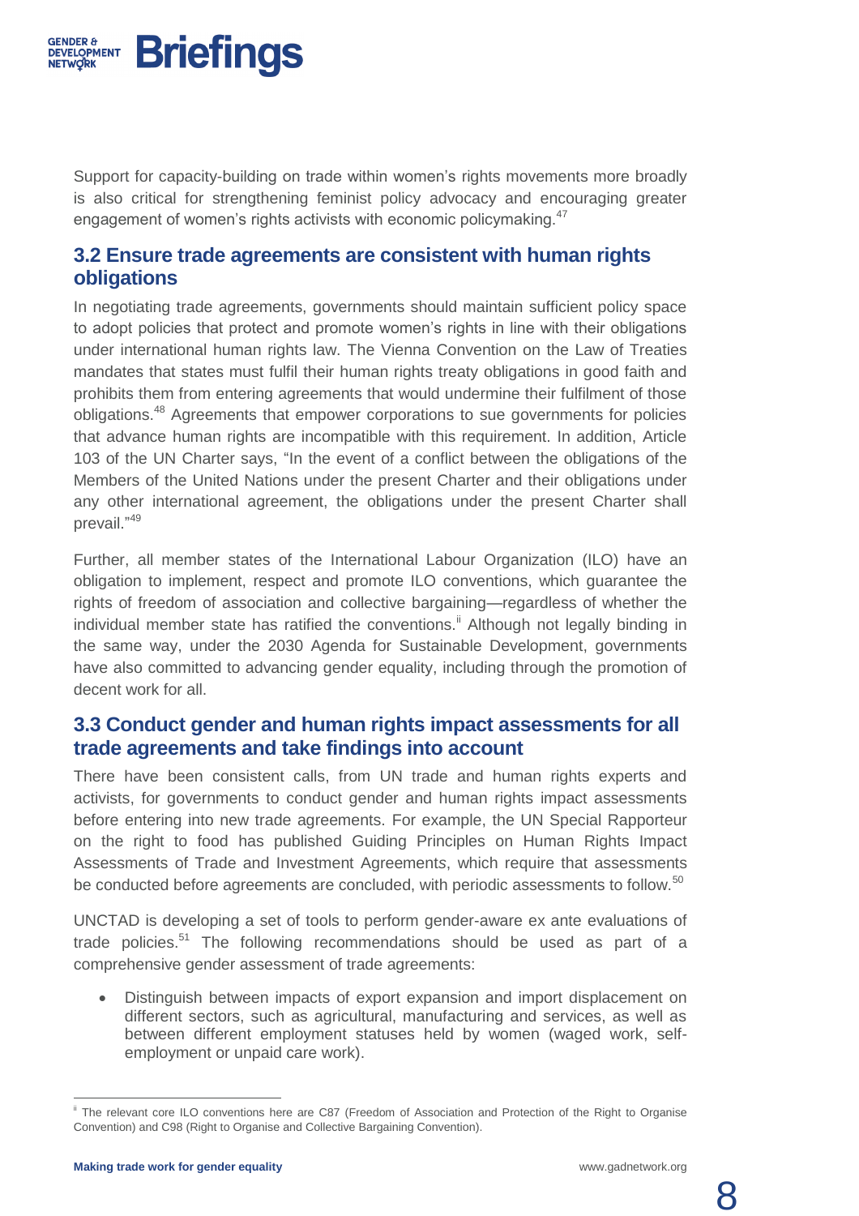Support for capacity-building on trade within women's rights movements more broadly is also critical for strengthening feminist policy advocacy and encouraging greater engagement of women's rights activists with economic policymaking.[47]

## 3.2 Ensure trade agreements are consistent with human rights obligations

In negotiating trade agreements, governments should maintain sufficient policy space to adopt policies that protect and promote women's rights in line with their obligations under international human rights law. The Vienna Convention on the Law of Treaties mandates that states must fulfil their human rights treaty obligations in good faith and prohibits them from entering agreements that would undermine their fulfilment of those obligations.[48] Agreements that empower corporations to sue governments for policies that advance human rights are incompatible with this requirement. In addition, Article 103 of the UN Charter says, "In the event of a conflict between the obligations of the Members of the United Nations under the present Charter and their obligations under any other international agreement, the obligations under the present Charter shall prevail."[49]

Further, all member states of the International Labour Organization (ILO) have an obligation to implement, respect and promote ILO conventions, which guarantee the rights of freedom of association and collective bargaining—regardless of whether the individual member state has ratified the conventions.[ii] Although not legally binding in the same way, under the 2030 Agenda for Sustainable Development, governments have also committed to advancing gender equality, including through the promotion of decent work for all.

## 3.3 Conduct gender and human rights impact assessments for all trade agreements and take findings into account

There have been consistent calls, from UN trade and human rights experts and activists, for governments to conduct gender and human rights impact assessments before entering into new trade agreements. For example, the UN Special Rapporteur on the right to food has published Guiding Principles on Human Rights Impact Assessments of Trade and Investment Agreements, which require that assessments be conducted before agreements are concluded, with periodic assessments to follow.[50]

UNCTAD is developing a set of tools to perform gender-aware ex ante evaluations of trade policies.[51] The following recommendations should be used as part of a comprehensive gender assessment of trade agreements:

- Distinguish between impacts of export expansion and import displacement on different sectors, such as agricultural, manufacturing and services, as well as between different employment statuses held by women (waged work, self-employment or unpaid care work).

---

[ii] The relevant core ILO conventions here are C87 (Freedom of Association and Protection of the Right to Organise Convention) and C98 (Right to Organise and Collective Bargaining Convention).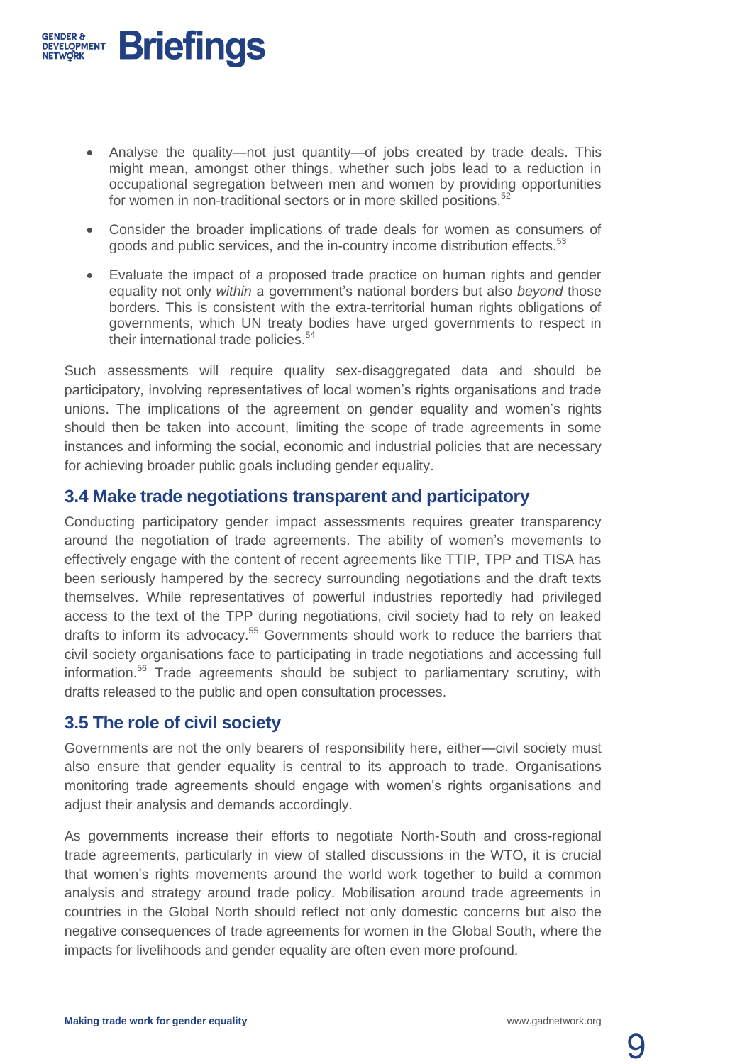- Analyse the quality—not just quantity—of jobs created by trade deals. This might mean, amongst other things, whether such jobs lead to a reduction in occupational segregation between men and women by providing opportunities for women in non-traditional sectors or in more skilled positions.[52]
- Consider the broader implications of trade deals for women as consumers of goods and public services, and the in-country income distribution effects.[53]
- Evaluate the impact of a proposed trade practice on human rights and gender equality not only *within* a government's national borders but also *beyond* those borders. This is consistent with the extra-territorial human rights obligations of governments, which UN treaty bodies have urged governments to respect in their international trade policies.[54]

Such assessments will require quality sex-disaggregated data and should be participatory, involving representatives of local women's rights organisations and trade unions. The implications of the agreement on gender equality and women's rights should then be taken into account, limiting the scope of trade agreements in some instances and informing the social, economic and industrial policies that are necessary for achieving broader public goals including gender equality.

## 3.4 Make trade negotiations transparent and participatory

Conducting participatory gender impact assessments requires greater transparency around the negotiation of trade agreements. The ability of women's movements to effectively engage with the content of recent agreements like TTIP, TPP and TISA has been seriously hampered by the secrecy surrounding negotiations and the draft texts themselves. While representatives of powerful industries reportedly had privileged access to the text of the TPP during negotiations, civil society had to rely on leaked drafts to inform its advocacy.[55] Governments should work to reduce the barriers that civil society organisations face to participating in trade negotiations and accessing full information.[56] Trade agreements should be subject to parliamentary scrutiny, with drafts released to the public and open consultation processes.

## 3.5 The role of civil society

Governments are not the only bearers of responsibility here, either—civil society must also ensure that gender equality is central to its approach to trade. Organisations monitoring trade agreements should engage with women's rights organisations and adjust their analysis and demands accordingly.

As governments increase their efforts to negotiate North-South and cross-regional trade agreements, particularly in view of stalled discussions in the WTO, it is crucial that women's rights movements around the world work together to build a common analysis and strategy around trade policy. Mobilisation around trade agreements in countries in the Global North should reflect not only domestic concerns but also the negative consequences of trade agreements for women in the Global South, where the impacts for livelihoods and gender equality are often even more profound.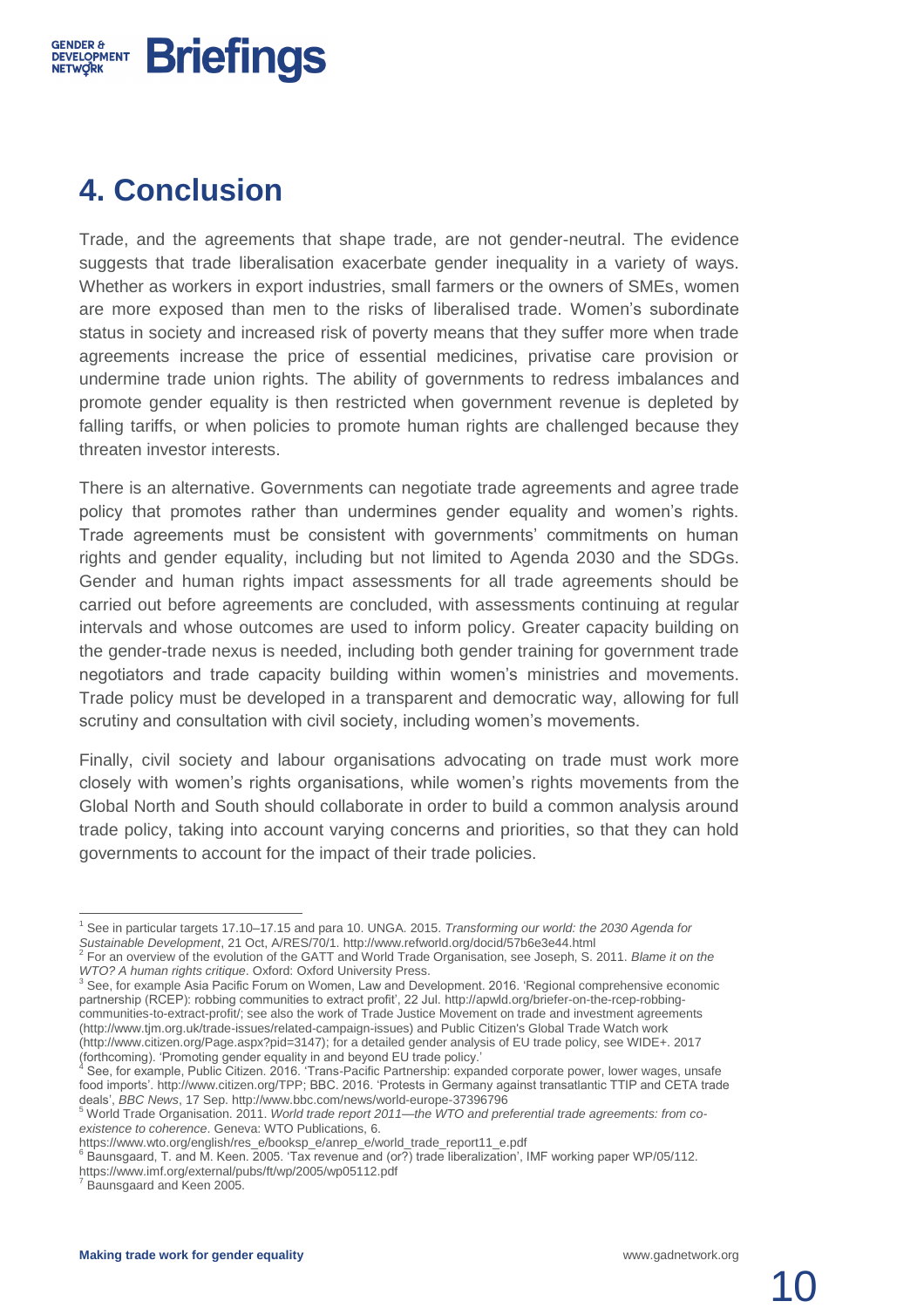## 4. Conclusion

Trade, and the agreements that shape trade, are not gender-neutral. The evidence suggests that trade liberalisation exacerbate gender inequality in a variety of ways. Whether as workers in export industries, small farmers or the owners of SMEs, women are more exposed than men to the risks of liberalised trade. Women's subordinate status in society and increased risk of poverty means that they suffer more when trade agreements increase the price of essential medicines, privatise care provision or undermine trade union rights. The ability of governments to redress imbalances and promote gender equality is then restricted when government revenue is depleted by falling tariffs, or when policies to promote human rights are challenged because they threaten investor interests.

There is an alternative. Governments can negotiate trade agreements and agree trade policy that promotes rather than undermines gender equality and women's rights. Trade agreements must be consistent with governments' commitments on human rights and gender equality, including but not limited to Agenda 2030 and the SDGs. Gender and human rights impact assessments for all trade agreements should be carried out before agreements are concluded, with assessments continuing at regular intervals and whose outcomes are used to inform policy. Greater capacity building on the gender-trade nexus is needed, including both gender training for government trade negotiators and trade capacity building within women's ministries and movements. Trade policy must be developed in a transparent and democratic way, allowing for full scrutiny and consultation with civil society, including women's movements.

Finally, civil society and labour organisations advocating on trade must work more closely with women's rights organisations, while women's rights movements from the Global North and South should collaborate in order to build a common analysis around trade policy, taking into account varying concerns and priorities, so that they can hold governments to account for the impact of their trade policies.

---

[1] See in particular targets 17.10–17.15 and para 10. UNGA. 2015. *Transforming our world: the 2030 Agenda for Sustainable Development*, 21 Oct, A/RES/70/1. http://www.refworld.org/docid/57b6e3e44.html

[2] For an overview of the evolution of the GATT and World Trade Organisation, see Joseph, S. 2011. *Blame it on the WTO? A human rights critique*. Oxford: Oxford University Press.

[3] See, for example Asia Pacific Forum on Women, Law and Development. 2016. 'Regional comprehensive economic partnership (RCEP): robbing communities to extract profit', 22 Jul. http://apwld.org/briefer-on-the-rcep-robbing-communities-to-extract-profit/; see also the work of Trade Justice Movement on trade and investment agreements (http://www.tjm.org.uk/trade-issues/related-campaign-issues) and Public Citizen's Global Trade Watch work (http://www.citizen.org/Page.aspx?pid=3147); for a detailed gender analysis of EU trade policy, see WIDE+. 2017 (forthcoming). 'Promoting gender equality in and beyond EU trade policy.'

[4] See, for example, Public Citizen. 2016. 'Trans-Pacific Partnership: expanded corporate power, lower wages, unsafe food imports'. http://www.citizen.org/TPP; BBC. 2016. 'Protests in Germany against transatlantic TTIP and CETA trade deals', *BBC News*, 17 Sep. http://www.bbc.com/news/world-europe-37396796

[5] World Trade Organisation. 2011. *World trade report 2011—the WTO and preferential trade agreements: from co-existence to coherence*. Geneva: WTO Publications, 6. https://www.wto.org/english/res_e/booksp_e/anrep_e/world_trade_report11_e.pdf

[6] Baunsgaard, T. and M. Keen. 2005. 'Tax revenue and (or?) trade liberalization', IMF working paper WP/05/112. https://www.imf.org/external/pubs/ft/wp/2005/wp05112.pdf

[7] Baunsgaard and Keen 2005.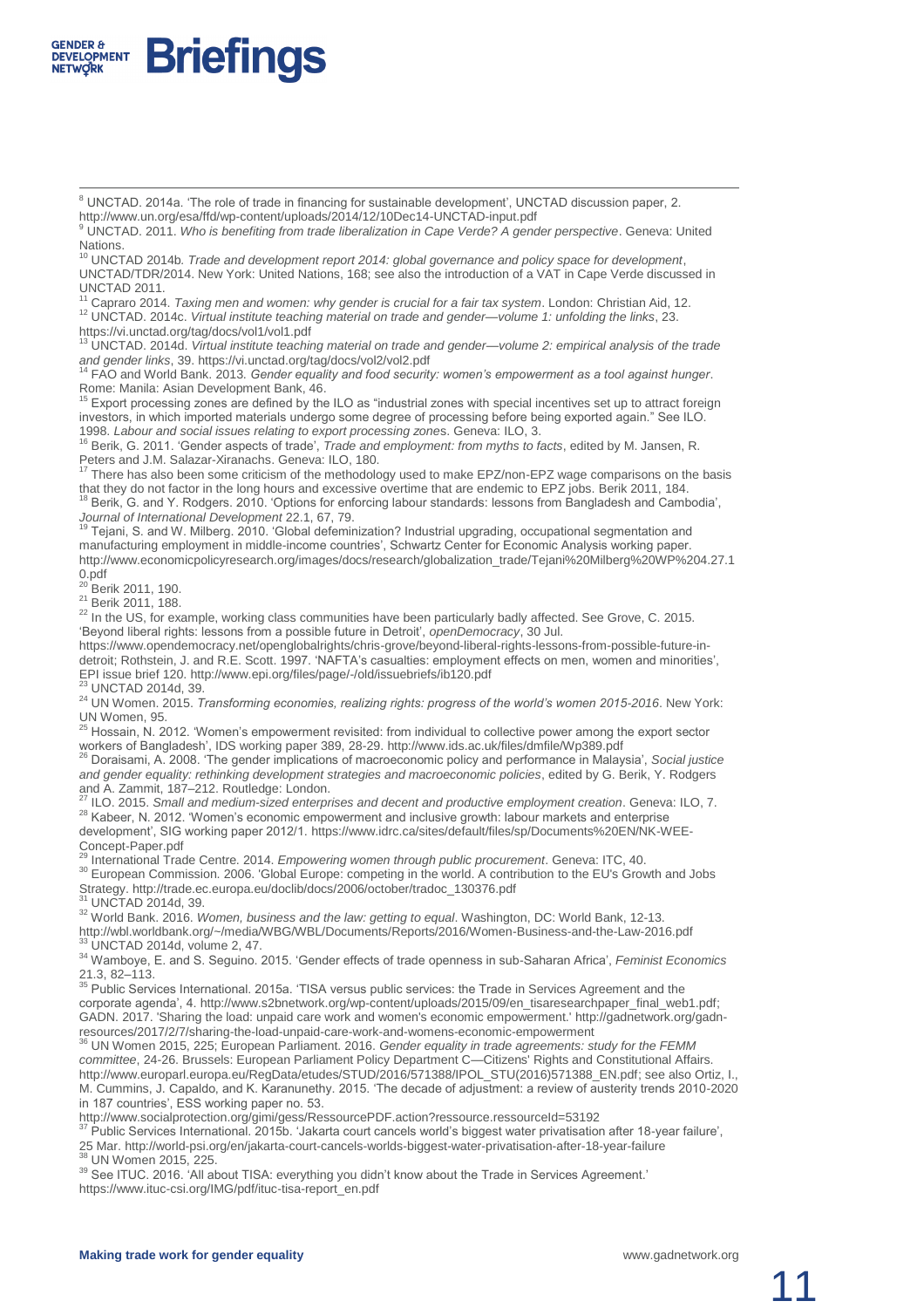[8] UNCTAD. 2014a. 'The role of trade in financing for sustainable development', UNCTAD discussion paper, 2. http://www.un.org/esa/ffd/wp-content/uploads/2014/12/10Dec14-UNCTAD-input.pdf

[9] UNCTAD. 2011. *Who is benefiting from trade liberalization in Cape Verde? A gender perspective*. Geneva: United Nations.

[10] UNCTAD 2014b. *Trade and development report 2014: global governance and policy space for development*, UNCTAD/TDR/2014. New York: United Nations, 168; see also the introduction of a VAT in Cape Verde discussed in UNCTAD 2011.

[11] Capraro 2014. *Taxing men and women: why gender is crucial for a fair tax system*. London: Christian Aid, 12.

[12] UNCTAD. 2014c. *Virtual institute teaching material on trade and gender—volume 1: unfolding the links*, 23. https://vi.unctad.org/tag/docs/vol1/vol1.pdf

[13] UNCTAD. 2014d. *Virtual institute teaching material on trade and gender—volume 2: empirical analysis of the trade and gender links*, 39. https://vi.unctad.org/tag/docs/vol2/vol2.pdf

[14] FAO and World Bank. 2013. *Gender equality and food security: women's empowerment as a tool against hunger*. Rome: Manila: Asian Development Bank, 46.

[15] Export processing zones are defined by the ILO as "industrial zones with special incentives set up to attract foreign investors, in which imported materials undergo some degree of processing before being exported again." See ILO. 1998. *Labour and social issues relating to export processing zones*. Geneva: ILO, 3.

[16] Berik, G. 2011. 'Gender aspects of trade', *Trade and employment: from myths to facts*, edited by M. Jansen, R. Peters and J.M. Salazar-Xiranachs. Geneva: ILO, 180.

[17] There has also been some criticism of the methodology used to make EPZ/non-EPZ wage comparisons on the basis that they do not factor in the long hours and excessive overtime that are endemic to EPZ jobs. Berik 2011, 184.

[18] Berik, G. and Y. Rodgers. 2010. 'Options for enforcing labour standards: lessons from Bangladesh and Cambodia', *Journal of International Development* 22.1, 67, 79.

[19] Tejani, S. and W. Milberg. 2010. 'Global defeminization? Industrial upgrading, occupational segmentation and manufacturing employment in middle-income countries', Schwartz Center for Economic Analysis working paper. http://www.economicpolicyresearch.org/images/docs/research/globalization_trade/Tejani%20Milberg%20WP%204.27.10.pdf

[20] Berik 2011, 190.

[21] Berik 2011, 188.

[22] In the US, for example, working class communities have been particularly badly affected. See Grove, C. 2015. 'Beyond liberal rights: lessons from a possible future in Detroit', *openDemocracy*, 30 Jul. https://www.opendemocracy.net/openglobalrights/chris-grove/beyond-liberal-rights-lessons-from-possible-future-in-detroit; Rothstein, J. and R.E. Scott. 1997. 'NAFTA's casualties: employment effects on men, women and minorities', EPI issue brief 120. http://www.epi.org/files/page/-/old/issuebriefs/ib120.pdf

[23] UNCTAD 2014d, 39.

[24] UN Women. 2015. *Transforming economies, realizing rights: progress of the world's women 2015-2016*. New York: UN Women, 95.

[25] Hossain, N. 2012. 'Women's empowerment revisited: from individual to collective power among the export sector workers of Bangladesh', IDS working paper 389, 28-29. http://www.ids.ac.uk/files/dmfile/Wp389.pdf

[26] Doraisami, A. 2008. 'The gender implications of macroeconomic policy and performance in Malaysia', *Social justice and gender equality: rethinking development strategies and macroeconomic policies*, edited by G. Berik, Y. Rodgers and A. Zammit, 187–212. Routledge: London.

[27] ILO. 2015. *Small and medium-sized enterprises and decent and productive employment creation*. Geneva: ILO, 7.

[28] Kabeer, N. 2012. 'Women's economic empowerment and inclusive growth: labour markets and enterprise development', SIG working paper 2012/1. https://www.idrc.ca/sites/default/files/sp/Documents%20EN/NK-WEE-Concept-Paper.pdf

[29] International Trade Centre. 2014. *Empowering women through public procurement*. Geneva: ITC, 40.

[30] European Commission. 2006. 'Global Europe: competing in the world. A contribution to the EU's Growth and Jobs Strategy. http://trade.ec.europa.eu/doclib/docs/2006/october/tradoc_130376.pdf

[31] UNCTAD 2014d, 39.

[32] World Bank. 2016. *Women, business and the law: getting to equal*. Washington, DC: World Bank, 12-13. http://wbl.worldbank.org/~/media/WBG/WBL/Documents/Reports/2016/Women-Business-and-the-Law-2016.pdf

[33] UNCTAD 2014d, volume 2, 47.

[34] Wamboye, E. and S. Seguino. 2015. 'Gender effects of trade openness in sub-Saharan Africa', *Feminist Economics* 21.3, 82–113.

[35] Public Services International. 2015a. 'TISA versus public services: the Trade in Services Agreement and the corporate agenda', 4. http://www.s2bnetwork.org/wp-content/uploads/2015/09/en_tisaresearchpaper_final_web1.pdf; GADN. 2017. 'Sharing the load: unpaid care work and women's economic empowerment.' http://gadnetwork.org/gadn-resources/2017/2/7/sharing-the-load-unpaid-care-work-and-womens-economic-empowerment

[36] UN Women 2015, 225; European Parliament. 2016. *Gender equality in trade agreements: study for the FEMM committee*, 24-26. Brussels: European Parliament Policy Department C—Citizens' Rights and Constitutional Affairs. http://www.europarl.europa.eu/RegData/etudes/STUD/2016/571388/IPOL_STU(2016)571388_EN.pdf; see also Ortiz, I., M. Cummins, J. Capaldo, and K. Karanunethy. 2015. 'The decade of adjustment: a review of austerity trends 2010-2020 in 187 countries', ESS working paper no. 53. http://www.socialprotection.org/gimi/gess/RessourcePDF.action?ressource.ressourceId=53192

[37] Public Services International. 2015b. 'Jakarta court cancels world's biggest water privatisation after 18-year failure', 25 Mar. http://world-psi.org/en/jakarta-court-cancels-worlds-biggest-water-privatisation-after-18-year-failure

[38] UN Women 2015, 225.

[39] See ITUC. 2016. 'All about TISA: everything you didn't know about the Trade in Services Agreement.' https://www.ituc-csi.org/IMG/pdf/ituc-tisa-report_en.pdf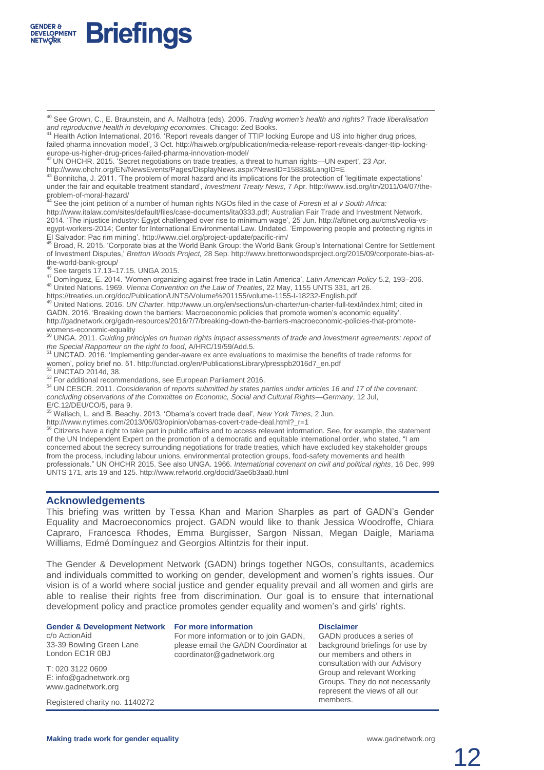[40] See Grown, C., E. Braunstein, and A. Malhotra (eds). 2006. *Trading women's health and rights? Trade liberalisation and reproductive health in developing economies.* Chicago: Zed Books.

[41] Health Action International. 2016. 'Report reveals danger of TTIP locking Europe and US into higher drug prices, failed pharma innovation model', 3 Oct. http://haiweb.org/publication/media-release-report-reveals-danger-ttip-locking-europe-us-higher-drug-prices-failed-pharma-innovation-model/

[42] UN OHCHR. 2015. 'Secret negotiations on trade treaties, a threat to human rights—UN expert', 23 Apr. http://www.ohchr.org/EN/NewsEvents/Pages/DisplayNews.aspx?NewsID=15883&LangID=E

[43] Bonnitcha, J. 2011. 'The problem of moral hazard and its implications for the protection of 'legitimate expectations' under the fair and equitable treatment standard', *Investment Treaty News*, 7 Apr. http://www.iisd.org/itn/2011/04/07/the-problem-of-moral-hazard/

[44] See the joint petition of a number of human rights NGOs filed in the case of *Foresti et al v South Africa:* http://www.italaw.com/sites/default/files/case-documents/ita0333.pdf; Australian Fair Trade and Investment Network. 2014. 'The injustice industry: Egypt challenged over rise to minimum wage', 25 Jun. http://aftinet.org.au/cms/veolia-vs-egypt-workers-2014; Center for International Environmental Law. Undated. 'Empowering people and protecting rights in El Salvador: Pac rim mining'. http://www.ciel.org/project-update/pacific-rim/

[45] Broad, R. 2015. 'Corporate bias at the World Bank Group: the World Bank Group's International Centre for Settlement of Investment Disputes,' *Bretton Woods Project,* 28 Sep. http://www.brettonwoodsproject.org/2015/09/corporate-bias-at-the-world-bank-group/

[46] See targets 17.13–17.15. UNGA 2015.

[47] Domínguez, E. 2014. 'Women organizing against free trade in Latin America', *Latin American Policy* 5.2, 193–206.

[48] United Nations. 1969. *Vienna Convention on the Law of Treaties*, 22 May, 1155 UNTS 331, art 26. https://treaties.un.org/doc/Publication/UNTS/Volume%201155/volume-1155-I-18232-English.pdf

[49] United Nations. 2016. *UN Charter*. http://www.un.org/en/sections/un-charter/un-charter-full-text/index.html; cited in GADN. 2016. 'Breaking down the barriers: Macroeconomic policies that promote women's economic equality'. http://gadnetwork.org/gadn-resources/2016/7/7/breaking-down-the-barriers-macroeconomic-policies-that-promote-womens-economic-equality

[50] UNGA. 2011. *Guiding principles on human rights impact assessments of trade and investment agreements: report of the Special Rapporteur on the right to food*, A/HRC/19/59/Add.5.

[51] UNCTAD. 2016. 'Implementing gender-aware ex ante evaluations to maximise the benefits of trade reforms for women', policy brief no. 51. http://unctad.org/en/PublicationsLibrary/presspb2016d7_en.pdf

[52] UNCTAD 2014d, 38.

[53] For additional recommendations, see European Parliament 2016.

[54] UN CESCR. 2011. *Consideration of reports submitted by states parties under articles 16 and 17 of the covenant: concluding observations of the Committee on Economic, Social and Cultural Rights—Germany*, 12 Jul, E/C.12/DEU/CO/5, para 9.

[55] Wallach, L. and B. Beachy. 2013. 'Obama's covert trade deal', *New York Times*, 2 Jun. http://www.nytimes.com/2013/06/03/opinion/obamas-covert-trade-deal.html?_r=1

[56] Citizens have a right to take part in public affairs and to access relevant information. See, for example, the statement of the UN Independent Expert on the promotion of a democratic and equitable international order, who stated, "I am concerned about the secrecy surrounding negotiations for trade treaties, which have excluded key stakeholder groups from the process, including labour unions, environmental protection groups, food-safety movements and health professionals." UN OHCHR 2015. See also UNGA. 1966. *International covenant on civil and political rights*, 16 Dec, 999 UNTS 171, arts 19 and 125. http://www.refworld.org/docid/3ae6b3aa0.html

## Acknowledgements

This briefing was written by Tessa Khan and Marion Sharples as part of GADN's Gender Equality and Macroeconomics project. GADN would like to thank Jessica Woodroffe, Chiara Capraro, Francesca Rhodes, Emma Burgisser, Sargon Nissan, Megan Daigle, Mariama Williams, Edmé Domínguez and Georgios Altintzis for their input.

The Gender & Development Network (GADN) brings together NGOs, consultants, academics and individuals committed to working on gender, development and women's rights issues. Our vision is of a world where social justice and gender equality prevail and all women and girls are able to realise their rights free from discrimination. Our goal is to ensure that international development policy and practice promotes gender equality and women's and girls' rights.

**Gender & Development Network**
c/o ActionAid
33-39 Bowling Green Lane
London EC1R 0BJ

T: 020 3122 0609
E: info@gadnetwork.org
www.gadnetwork.org

Registered charity no. 1140272

**For more information**
For more information or to join GADN, please email the GADN Coordinator at coordinator@gadnetwork.org

**Disclaimer**
GADN produces a series of background briefings for use by our members and others in consultation with our Advisory Group and relevant Working Groups. They do not necessarily represent the views of all our members.